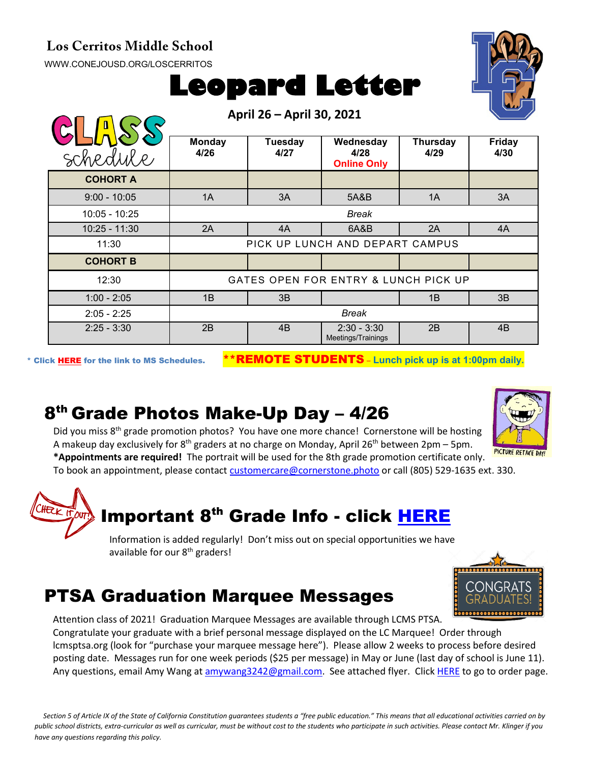**Los Cerritos Middle School**

WWW.CONEJOUSD.ORG/LOSCERRITOS

# Leopard Letter

**April 26 – April 30, 2021**

| CLASS schedule | Monday 4/26 | Tuesday 4/27 | Wednesday 4/28 Online Only | Thursday 4/29 | Friday 4/30 |
|---|---|---|---|---|---|
| **COHORT A** | | | | | |
| 9:00 - 10:05 | 1A | 3A | 5A&B | 1A | 3A |
| 10:05 - 10:25 | *Break* | | | | |
| 10:25 - 11:30 | 2A | 4A | 6A&B | 2A | 4A |
| 11:30 | PICK UP LUNCH AND DEPART CAMPUS | | | | |
| **COHORT B** | | | | | |
| 12:30 | GATES OPEN FOR ENTRY & LUNCH PICK UP | | | | |
| 1:00 - 2:05 | 1B | 3B | | 1B | 3B |
| 2:05 - 2:25 | *Break* | | | | |
| 2:25 - 3:30 | 2B | 4B | 2:30 - 3:30 Meetings/Trainings | 2B | 4B |

\* Click HERE for the link to MS Schedules.

**\*\*REMOTE STUDENTS – Lunch pick up is at 1:00pm daily.**

## 8th Grade Photos Make-Up Day – 4/26

Did you miss 8th grade promotion photos? You have one more chance! Cornerstone will be hosting A makeup day exclusively for 8th graders at no charge on Monday, April 26th between 2pm – 5pm. **\*Appointments are required!** The portrait will be used for the 8th grade promotion certificate only. To book an appointment, please contact customercare@cornerstone.photo or call (805) 529-1635 ext. 330.

## Important 8th Grade Info - click HERE

Information is added regularly! Don't miss out on special opportunities we have available for our 8th graders!

## PTSA Graduation Marquee Messages

Attention class of 2021! Graduation Marquee Messages are available through LCMS PTSA. Congratulate your graduate with a brief personal message displayed on the LC Marquee! Order through lcmsptsa.org (look for "purchase your marquee message here"). Please allow 2 weeks to process before desired posting date. Messages run for one week periods ($25 per message) in May or June (last day of school is June 11). Any questions, email Amy Wang at amywang3242@gmail.com. See attached flyer. Click HERE to go to order page.

*Section 5 of Article IX of the State of California Constitution guarantees students a "free public education." This means that all educational activities carried on by public school districts, extra-curricular as well as curricular, must be without cost to the students who participate in such activities. Please contact Mr. Klinger if you have any questions regarding this policy.*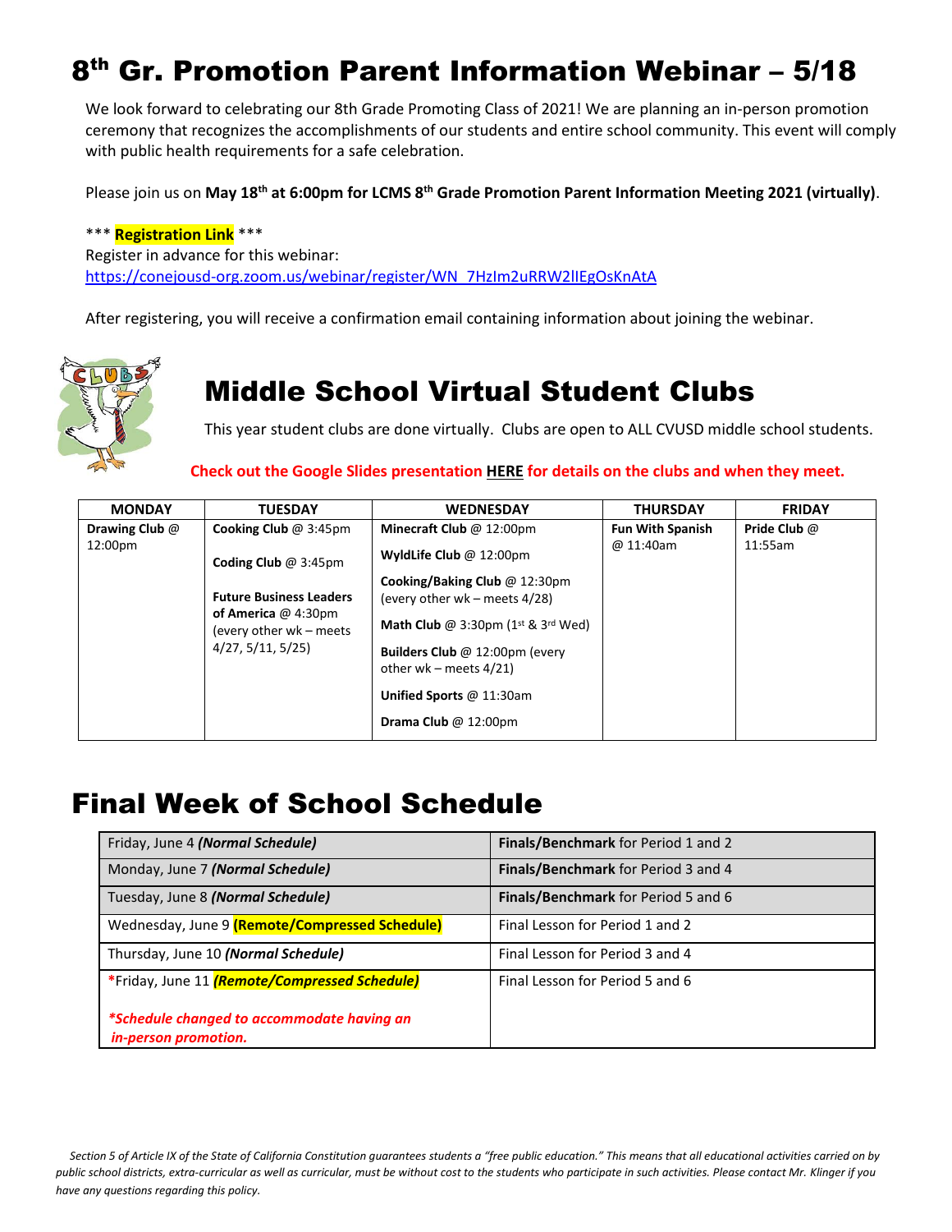# 8th Gr. Promotion Parent Information Webinar – 5/18

We look forward to celebrating our 8th Grade Promoting Class of 2021! We are planning an in-person promotion ceremony that recognizes the accomplishments of our students and entire school community. This event will comply with public health requirements for a safe celebration.

Please join us on **May 18th at 6:00pm for LCMS 8th Grade Promotion Parent Information Meeting 2021 (virtually)**.

*** **Registration Link** ***
Register in advance for this webinar:
https://conejousd-org.zoom.us/webinar/register/WN_7HzIm2uRRW2lIEgOsKnAtA

After registering, you will receive a confirmation email containing information about joining the webinar.

# Middle School Virtual Student Clubs

This year student clubs are done virtually. Clubs are open to ALL CVUSD middle school students.

**Check out the Google Slides presentation HERE for details on the clubs and when they meet.**

| MONDAY | TUESDAY | WEDNESDAY | THURSDAY | FRIDAY |
|---|---|---|---|---|
| **Drawing Club** @ 12:00pm | **Cooking Club** @ 3:45pm<br><br>**Coding Club** @ 3:45pm<br><br>**Future Business Leaders of America** @ 4:30pm (every other wk – meets 4/27, 5/11, 5/25) | **Minecraft Club** @ 12:00pm<br><br>**WyldLife Club** @ 12:00pm<br><br>**Cooking/Baking Club** @ 12:30pm (every other wk – meets 4/28)<br><br>**Math Club** @ 3:30pm (1st & 3rd Wed)<br><br>**Builders Club** @ 12:00pm (every other wk – meets 4/21)<br><br>**Unified Sports** @ 11:30am<br><br>**Drama Club** @ 12:00pm | **Fun With Spanish** @ 11:40am | **Pride Club** @ 11:55am |

# Final Week of School Schedule

| | |
|---|---|
| Friday, June 4 ***(Normal Schedule)*** | **Finals/Benchmark** for Period 1 and 2 |
| Monday, June 7 ***(Normal Schedule)*** | **Finals/Benchmark** for Period 3 and 4 |
| Tuesday, June 8 ***(Normal Schedule)*** | **Finals/Benchmark** for Period 5 and 6 |
| Wednesday, June 9 **(Remote/Compressed Schedule)** | Final Lesson for Period 1 and 2 |
| Thursday, June 10 ***(Normal Schedule)*** | Final Lesson for Period 3 and 4 |
| *Friday, June 11 ***(Remote/Compressed Schedule)***<br><br>***\*Schedule changed to accommodate having an in-person promotion.*** | Final Lesson for Period 5 and 6 |

*Section 5 of Article IX of the State of California Constitution guarantees students a "free public education." This means that all educational activities carried on by public school districts, extra-curricular as well as curricular, must be without cost to the students who participate in such activities. Please contact Mr. Klinger if you have any questions regarding this policy.*